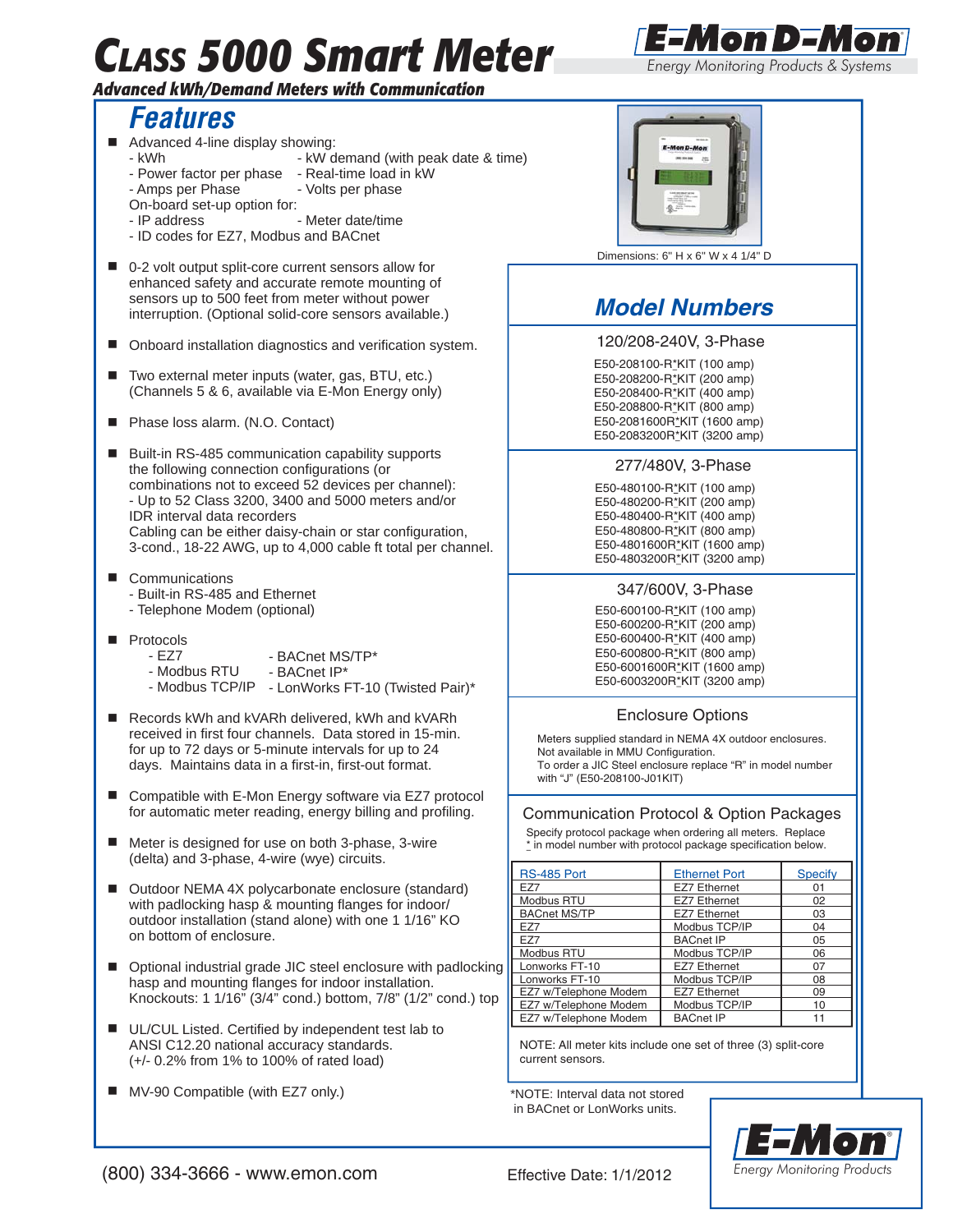# Class 5000 Smart Meter

**E-Mon D-Mon** — *Energy Monitoring Products & Systems*

***Advanced kWh/Demand Meters with Communication***

## Features

- Advanced 4-line display showing:
  - kWh
  - kW demand (with peak date & time)
  - Power factor per phase
  - Real-time load in kW
  - Amps per Phase
  - Volts per phase

  On-board set-up option for:
  - IP address
  - Meter date/time
  - ID codes for EZ7, Modbus and BACnet
- 0-2 volt output split-core current sensors allow for enhanced safety and accurate remote mounting of sensors up to 500 feet from meter without power interruption. (Optional solid-core sensors available.)
- Onboard installation diagnostics and verification system.
- Two external meter inputs (water, gas, BTU, etc.) (Channels 5 & 6, available via E-Mon Energy only)
- Phase loss alarm. (N.O. Contact)
- Built-in RS-485 communication capability supports the following connection configurations (or combinations not to exceed 52 devices per channel):
  - Up to 52 Class 3200, 3400 and 5000 meters and/or IDR interval data recorders

  Cabling can be either daisy-chain or star configuration, 3-cond., 18-22 AWG, up to 4,000 cable ft total per channel.
- Communications
  - Built-in RS-485 and Ethernet
  - Telephone Modem (optional)
- Protocols
  - EZ7
  - Modbus RTU
  - Modbus TCP/IP
  - BACnet MS/TP*
  - BACnet IP*
  - LonWorks FT-10 (Twisted Pair)*
- Records kWh and kVARh delivered, kWh and kVARh received in first four channels. Data stored in 15-min. for up to 72 days or 5-minute intervals for up to 24 days. Maintains data in a first-in, first-out format.
- Compatible with E-Mon Energy software via EZ7 protocol for automatic meter reading, energy billing and profiling.
- Meter is designed for use on both 3-phase, 3-wire (delta) and 3-phase, 4-wire (wye) circuits.
- Outdoor NEMA 4X polycarbonate enclosure (standard) with padlocking hasp & mounting flanges for indoor/outdoor installation (stand alone) with one 1 1/16" KO on bottom of enclosure.
- Optional industrial grade JIC steel enclosure with padlocking hasp and mounting flanges for indoor installation. Knockouts: 1 1/16" (3/4" cond.) bottom, 7/8" (1/2" cond.) top
- UL/CUL Listed. Certified by independent test lab to ANSI C12.20 national accuracy standards. (+/- 0.2% from 1% to 100% of rated load)
- MV-90 Compatible (with EZ7 only.)

Dimensions: 6" H x 6" W x 4 1/4" D

## Model Numbers

### 120/208-240V, 3-Phase

E50-208100-R*KIT (100 amp)
E50-208200-R*KIT (200 amp)
E50-208400-R*KIT (400 amp)
E50-208800-R*KIT (800 amp)
E50-2081600R*KIT (1600 amp)
E50-2083200R*KIT (3200 amp)

### 277/480V, 3-Phase

E50-480100-R*KIT (100 amp)
E50-480200-R*KIT (200 amp)
E50-480400-R*KIT (400 amp)
E50-480800-R*KIT (800 amp)
E50-4801600R*KIT (1600 amp)
E50-4803200R*KIT (3200 amp)

### 347/600V, 3-Phase

E50-600100-R*KIT (100 amp)
E50-600200-R*KIT (200 amp)
E50-600400-R*KIT (400 amp)
E50-600800-R*KIT (800 amp)
E50-6001600R*KIT (1600 amp)
E50-6003200R*KIT (3200 amp)

### Enclosure Options

Meters supplied standard in NEMA 4X outdoor enclosures.
Not available in MMU Configuration.
To order a JIC Steel enclosure replace "R" in model number with "J" (E50-208100-J01KIT)

### Communication Protocol & Option Packages

Specify protocol package when ordering all meters. Replace * in model number with protocol package specification below.

| RS-485 Port | Ethernet Port | Specify |
|---|---|---|
| EZ7 | EZ7 Ethernet | 01 |
| Modbus RTU | EZ7 Ethernet | 02 |
| BACnet MS/TP | EZ7 Ethernet | 03 |
| EZ7 | Modbus TCP/IP | 04 |
| EZ7 | BACnet IP | 05 |
| Modbus RTU | Modbus TCP/IP | 06 |
| Lonworks FT-10 | EZ7 Ethernet | 07 |
| Lonworks FT-10 | Modbus TCP/IP | 08 |
| EZ7 w/Telephone Modem | EZ7 Ethernet | 09 |
| EZ7 w/Telephone Modem | Modbus TCP/IP | 10 |
| EZ7 w/Telephone Modem | BACnet IP | 11 |

NOTE: All meter kits include one set of three (3) split-core current sensors.

*NOTE: Interval data not stored in BACnet or LonWorks units.

**E-Mon** — *Energy Monitoring Products*

(800) 334-3666 - www.emon.com

Effective Date: 1/1/2012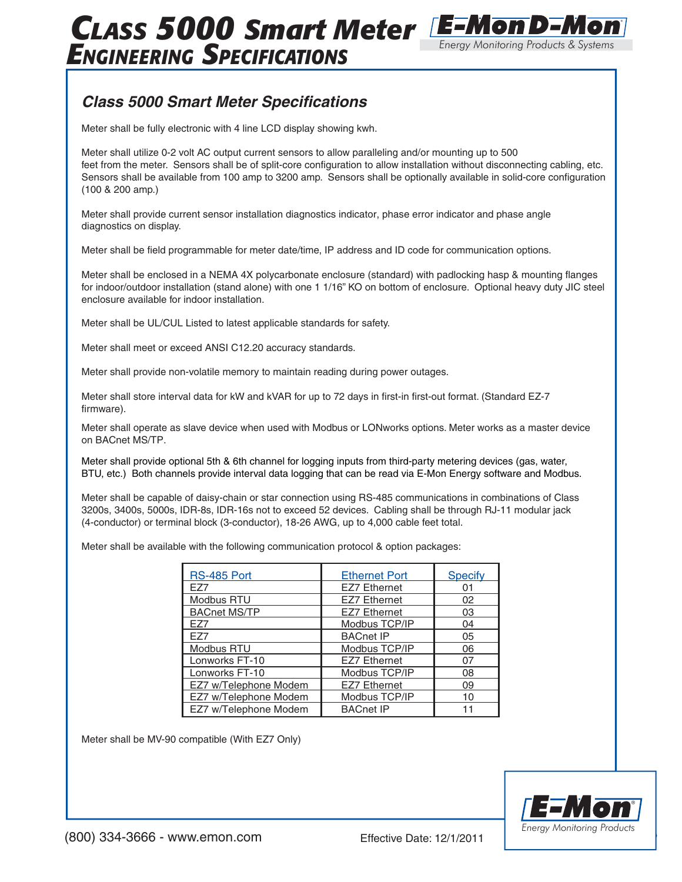# Class 5000 Smart Meter Engineering Specifications

## Class 5000 Smart Meter Specifications

Meter shall be fully electronic with 4 line LCD display showing kwh.

Meter shall utilize 0-2 volt AC output current sensors to allow paralleling and/or mounting up to 500 feet from the meter. Sensors shall be of split-core configuration to allow installation without disconnecting cabling, etc. Sensors shall be available from 100 amp to 3200 amp. Sensors shall be optionally available in solid-core configuration (100 & 200 amp.)

Meter shall provide current sensor installation diagnostics indicator, phase error indicator and phase angle diagnostics on display.

Meter shall be field programmable for meter date/time, IP address and ID code for communication options.

Meter shall be enclosed in a NEMA 4X polycarbonate enclosure (standard) with padlocking hasp & mounting flanges for indoor/outdoor installation (stand alone) with one 1 1/16" KO on bottom of enclosure. Optional heavy duty JIC steel enclosure available for indoor installation.

Meter shall be UL/CUL Listed to latest applicable standards for safety.

Meter shall meet or exceed ANSI C12.20 accuracy standards.

Meter shall provide non-volatile memory to maintain reading during power outages.

Meter shall store interval data for kW and kVAR for up to 72 days in first-in first-out format. (Standard EZ-7 firmware).

Meter shall operate as slave device when used with Modbus or LONworks options. Meter works as a master device on BACnet MS/TP.

Meter shall provide optional 5th & 6th channel for logging inputs from third-party metering devices (gas, water, BTU, etc.) Both channels provide interval data logging that can be read via E-Mon Energy software and Modbus.

Meter shall be capable of daisy-chain or star connection using RS-485 communications in combinations of Class 3200s, 3400s, 5000s, IDR-8s, IDR-16s not to exceed 52 devices. Cabling shall be through RJ-11 modular jack (4-conductor) or terminal block (3-conductor), 18-26 AWG, up to 4,000 cable feet total.

Meter shall be available with the following communication protocol & option packages:

| RS-485 Port | Ethernet Port | Specify |
|---|---|---|
| EZ7 | EZ7 Ethernet | 01 |
| Modbus RTU | EZ7 Ethernet | 02 |
| BACnet MS/TP | EZ7 Ethernet | 03 |
| EZ7 | Modbus TCP/IP | 04 |
| EZ7 | BACnet IP | 05 |
| Modbus RTU | Modbus TCP/IP | 06 |
| Lonworks FT-10 | EZ7 Ethernet | 07 |
| Lonworks FT-10 | Modbus TCP/IP | 08 |
| EZ7 w/Telephone Modem | EZ7 Ethernet | 09 |
| EZ7 w/Telephone Modem | Modbus TCP/IP | 10 |
| EZ7 w/Telephone Modem | BACnet IP | 11 |

Meter shall be MV-90 compatible (With EZ7 Only)

(800) 334-3666 - www.emon.com

Effective Date: 12/1/2011